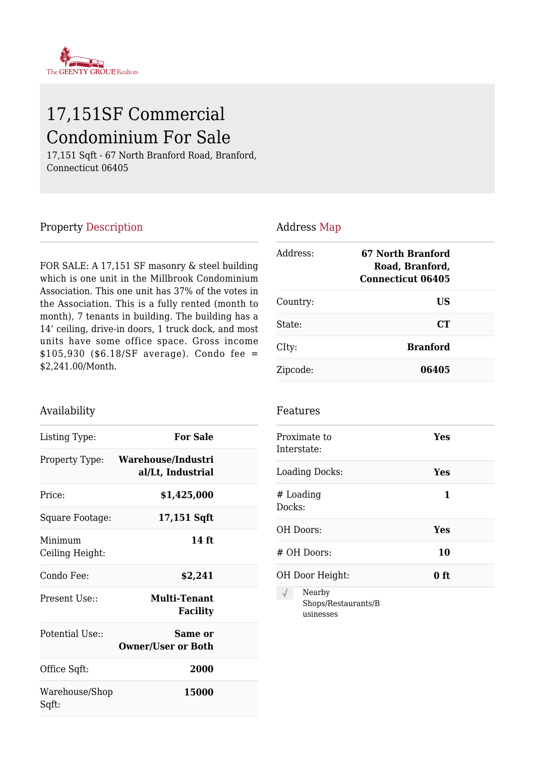The GEENTY GROUP, Realtors

# 17,151SF Commercial Condominium For Sale

17,151 Sqft - 67 North Branford Road, Branford, Connecticut 06405

## Property Description

FOR SALE: A 17,151 SF masonry & steel building which is one unit in the Millbrook Condominium Association. This one unit has 37% of the votes in the Association. This is a fully rented (month to month), 7 tenants in building. The building has a 14' ceiling, drive-in doors, 1 truck dock, and most units have some office space. Gross income $105,930 ($6.18/SF average). Condo fee = $2,241.00/Month.

## Address Map

| | |
|---|---|
| Address: | **67 North Branford Road, Branford, Connecticut 06405** |
| Country: | **US** |
| State: | **CT** |
| CIty: | **Branford** |
| Zipcode: | **06405** |

## Availability

| | |
|---|---|
| Listing Type: | **For Sale** |
| Property Type: | **Warehouse/Industrial/Lt, Industrial** |
| Price: | **$1,425,000** |
| Square Footage: | **17,151 Sqft** |
| Minimum Ceiling Height: | **14 ft** |
| Condo Fee: | **$2,241** |
| Present Use:: | **Multi-Tenant Facility** |
| Potential Use:: | **Same or Owner/User or Both** |
| Office Sqft: | **2000** |
| Warehouse/Shop Sqft: | **15000** |

## Features

| | |
|---|---|
| Proximate to Interstate: | **Yes** |
| Loading Docks: | **Yes** |
| # Loading Docks: | **1** |
| OH Doors: | **Yes** |
| # OH Doors: | **10** |
| OH Door Height: | **0 ft** |

- √ Nearby Shops/Restaurants/Businesses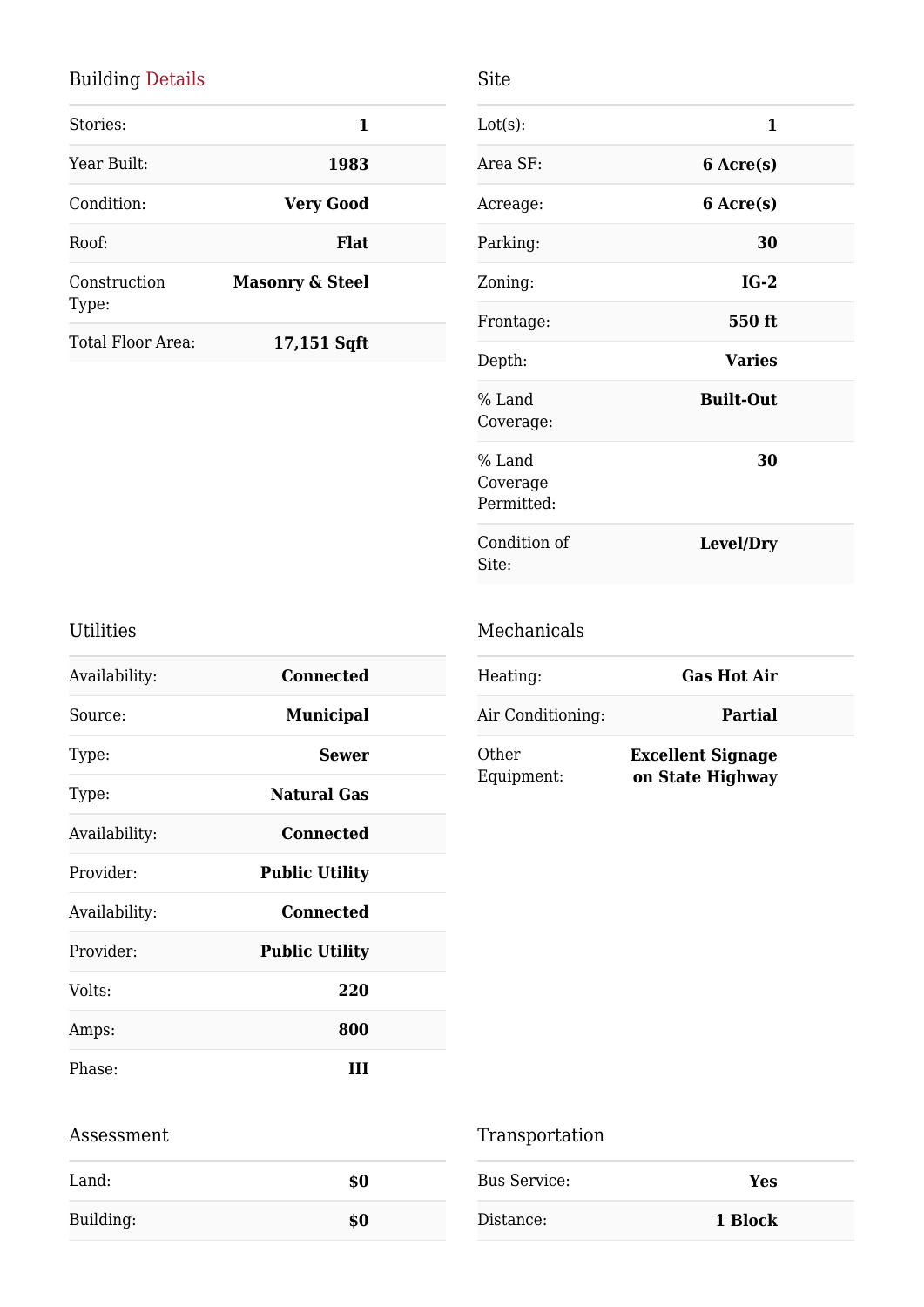## Building Details

| | |
|---|---|
| Stories: | **1** |
| Year Built: | **1983** |
| Condition: | **Very Good** |
| Roof: | **Flat** |
| Construction Type: | **Masonry & Steel** |
| Total Floor Area: | **17,151 Sqft** |

## Site

| | |
|---|---|
| Lot(s): | **1** |
| Area SF: | **6 Acre(s)** |
| Acreage: | **6 Acre(s)** |
| Parking: | **30** |
| Zoning: | **IG-2** |
| Frontage: | **550 ft** |
| Depth: | **Varies** |
| % Land Coverage: | **Built-Out** |
| % Land Coverage Permitted: | **30** |
| Condition of Site: | **Level/Dry** |

## Utilities

| | |
|---|---|
| Availability: | **Connected** |
| Source: | **Municipal** |
| Type: | **Sewer** |
| Type: | **Natural Gas** |
| Availability: | **Connected** |
| Provider: | **Public Utility** |
| Availability: | **Connected** |
| Provider: | **Public Utility** |
| Volts: | **220** |
| Amps: | **800** |
| Phase: | **III** |

## Mechanicals

| | |
|---|---|
| Heating: | **Gas Hot Air** |
| Air Conditioning: | **Partial** |
| Other Equipment: | **Excellent Signage on State Highway** |

## Assessment

| | |
|---|---|
| Land: | **$0** |
| Building: | **$0** |

## Transportation

| | |
|---|---|
| Bus Service: | **Yes** |
| Distance: | **1 Block** |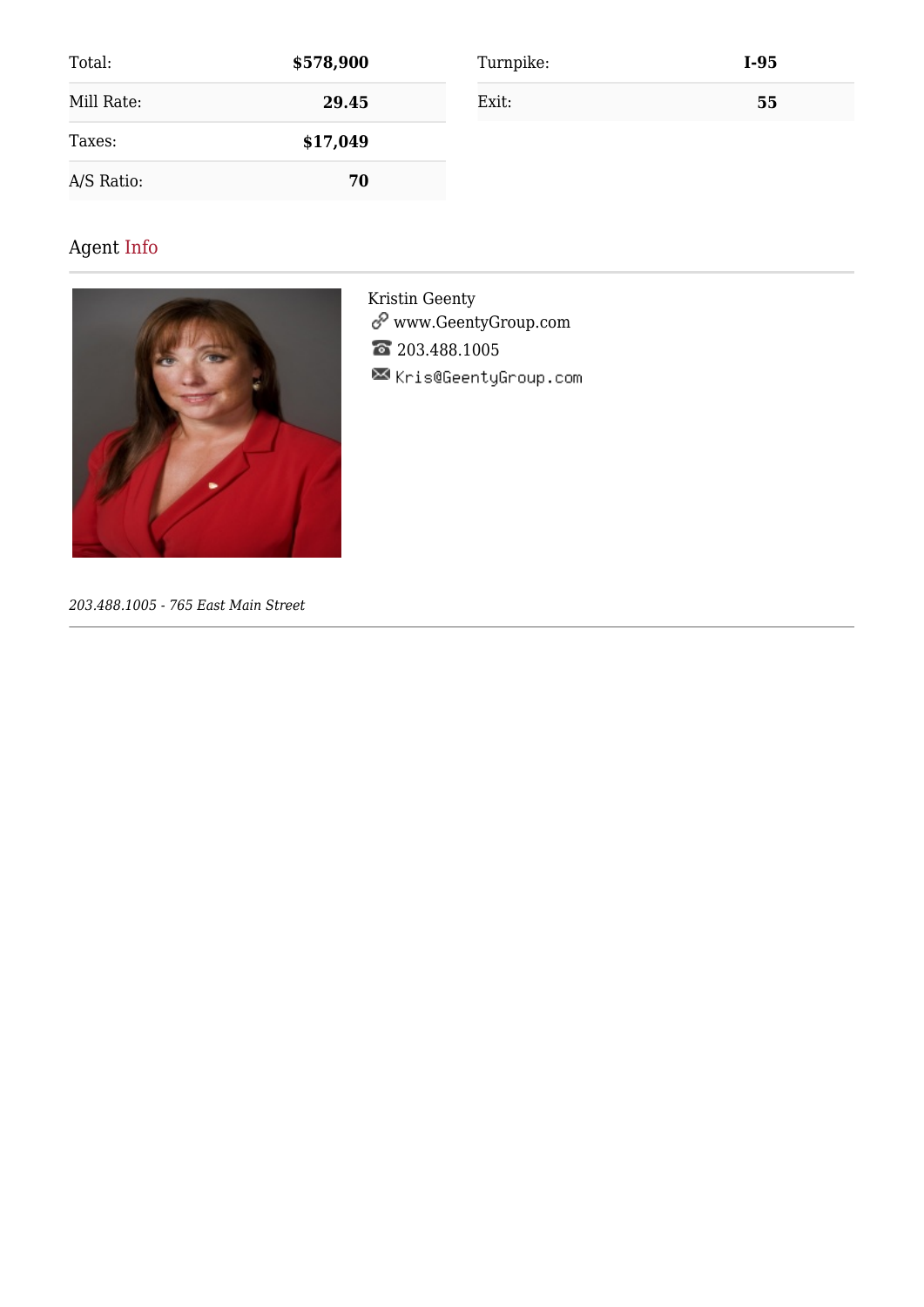| | |
|---|---|
| Total: | **$578,900** |
| Mill Rate: | **29.45** |
| Taxes: | **$17,049** |
| A/S Ratio: | **70** |

| | |
|---|---|
| Turnpike: | **I-95** |
| Exit: | **55** |

## Agent Info

Kristin Geenty
www.GeentyGroup.com
203.488.1005
Kris@GeentyGroup.com

*203.488.1005 - 765 East Main Street*